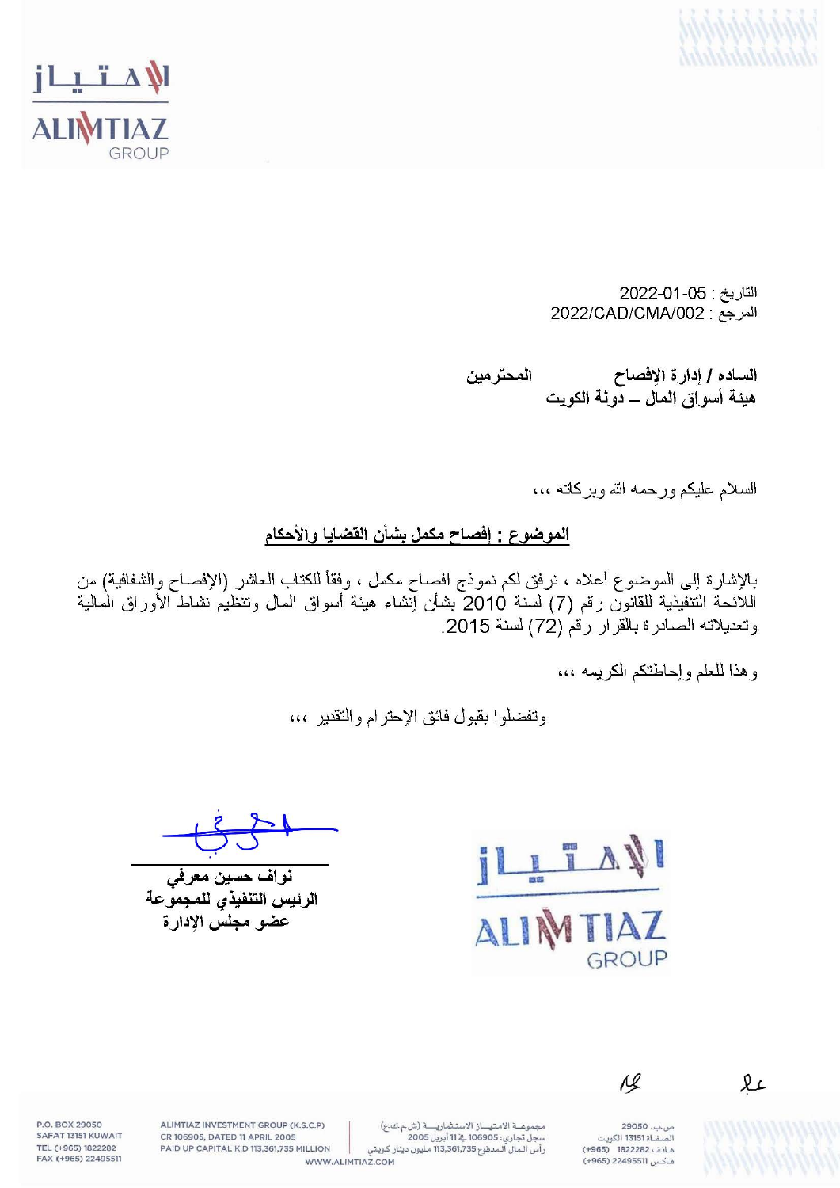التاريخ : 2022-01-05

المرجع : 2022/CAD/CMA/002

**السادة / إدارة الإفصاح                    المحترمين**

**هيئة أسواق المال – دولة الكويت**

السلام عليكم ورحمه الله وبركاته ،،،

**الموضوع : إفصاح مكمل بشأن القضايا والأحكام**

بالإشارة إلى الموضوع أعلاه ، نرفق لكم نموذج افصاح مكمل ، وفقاً للكتاب العاشر (الإفصاح والشفافية) من اللائحة التنفيذية للقانون رقم (7) لسنة 2010 بشأن إنشاء هيئة أسواق المال وتنظيم نشاط الأوراق المالية وتعديلاته الصادرة بالقرار رقم (72) لسنة 2015.

وهذا للعلم وإحاطتكم الكريمه ،،،

وتفضلوا بقبول فائق الإحترام والتقدير ،،،

**نواف حسين معرفي**

**الرئيس التنفيذي للمجموعة**

**عضو مجلس الإدارة**

P.O. BOX 29050 SAFAT 13151 KUWAIT TEL (+965) 1822282 FAX (+965) 22495511

ALIMTIAZ INVESTMENT GROUP (K.S.C.P) CR 106905, DATED 11 APRIL 2005 PAID UP CAPITAL K.D 113,361,735 MILLION

مجموعة الامتياز الاستثمارية (ش.م.ك.ع) سجل تجاري: 106905 في 11 أبريل 2005 رأس المال المدفوع 113,361,735 مليون دينار كويتي

ص.ب. 29050 الصفاة 13151 الكويت هاتف 1822282 (+965) فاكس 22495511 (+965)

WWW.ALIMTIAZ.COM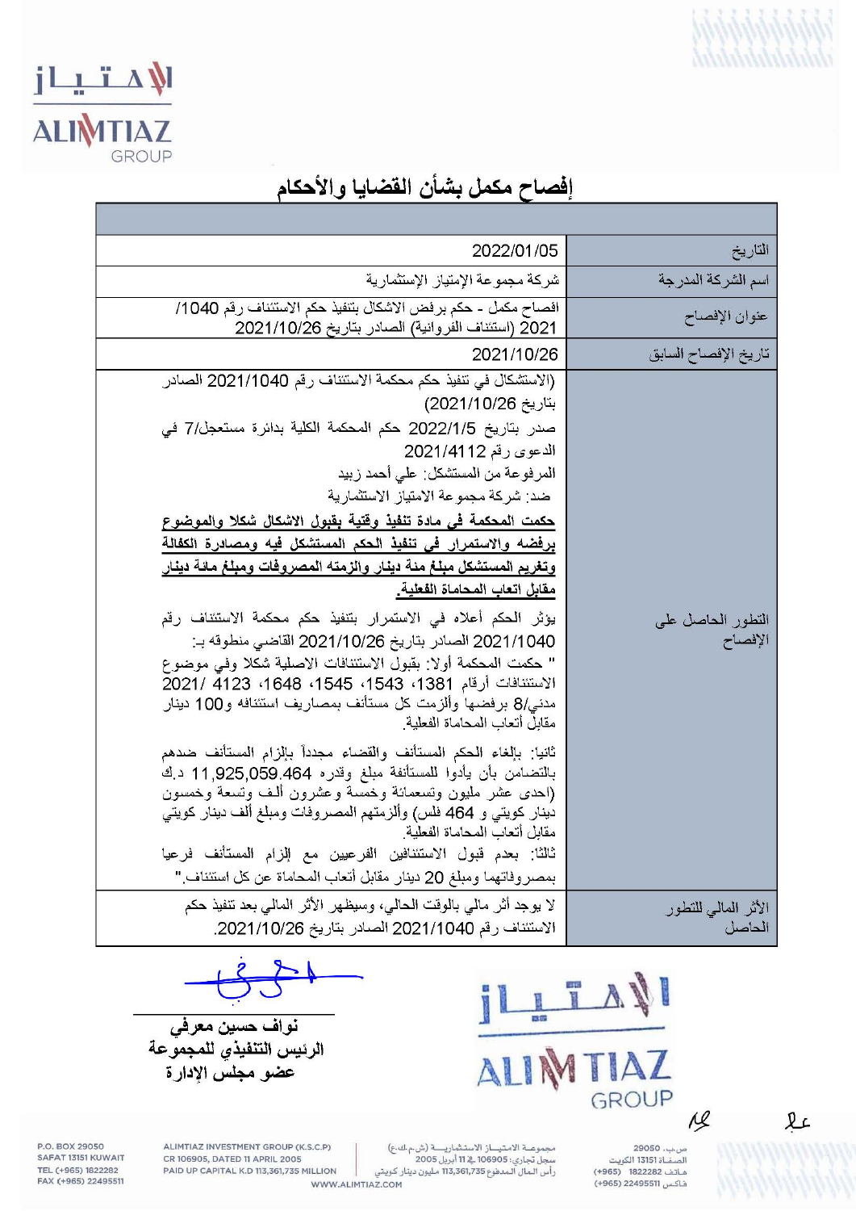# إفصاح مكمل بشأن القضايا والأحكام

| | |
|---|---|
| التاريخ | 2022/01/05 |
| اسم الشركة المدرجة | شركة مجموعة الإمتياز الإستثمارية |
| عنوان الإفصاح | افصاح مكمل - حكم برفض الاشكال بتنفيذ حكم الاستئناف رقم 1040/ 2021 (استئناف الفروانية) الصادر بتاريخ 2021/10/26 |
| تاريخ الإفصاح السابق | 2021/10/26 |
| التطور الحاصل على الإفصاح | (الاستشكال في تنفيذ حكم محكمة الاستئناف رقم 2021/1040 الصادر بتاريخ 2021/10/26)<br>صدر بتاريخ 2022/1/5 حكم المحكمة الكلية بدائرة مستعجل/7 في الدعوى رقم 2021/4112<br>المرفوعة من المستشكل: علي أحمد زبيد<br>ضد: شركة مجموعة الامتياز الاستثمارية<br>**حكمت المحكمة في مادة تنفيذ وقتية بقبول الاشكال شكلا والموضوع برفضه والاستمرار في تنفيذ الحكم المستشكل فيه ومصادرة الكفالة وتغريم المستشكل مبلغ مئة دينار والزمته المصروفات ومبلغ مائة دينار مقابل اتعاب المحاماة الفعلية.**<br>يؤثر الحكم أعلاه في الاستمرار بتنفيذ حكم محكمة الاستئناف رقم 2021/1040 الصادر بتاريخ 2021/10/26 القاضي منطوقه بـ:<br>" حكمت المحكمة أولا: بقبول الاستئنافات الاصلية شكلا وفي موضوع الاستئنافات أرقام 1381، 1543، 1545، 1648، 4123 /2021 مدني/8 برفضها وألزمت كل مستأنف بمصاريف استئنافه و100 دينار مقابل أتعاب المحاماة الفعلية.<br>ثانيا: بإلغاء الحكم المستأنف والقضاء مجدداً بإلزام المستأنف ضدهم بالتضامن بأن يأدوا للمستأنفة مبلغ وقدره 11,925,059.464 د.ك (احدى عشر مليون وتسعمائة وخمسة وعشرون ألف وتسعة وخمسون دينار كويتي و 464 فلس) وألزمتهم المصروفات ومبلغ ألف دينار كويتي مقابل أتعاب المحاماة الفعلية.<br>ثالثا: بعدم قبول الاستئنافين الفرعيين مع إلزام المستأنف فرعيا بمصروفاتهما ومبلغ 20 دينار مقابل أتعاب المحاماة عن كل استئناف." |
| الأثر المالي للتطور الحاصل | لا يوجد أثر مالي بالوقت الحالي، وسيظهر الأثر المالي بعد تنفيذ حكم الاستئناف رقم 2021/1040 الصادر بتاريخ 2021/10/26. |

نواف حسين معرفي
الرئيس التنفيذي للمجموعة
عضو مجلس الإدارة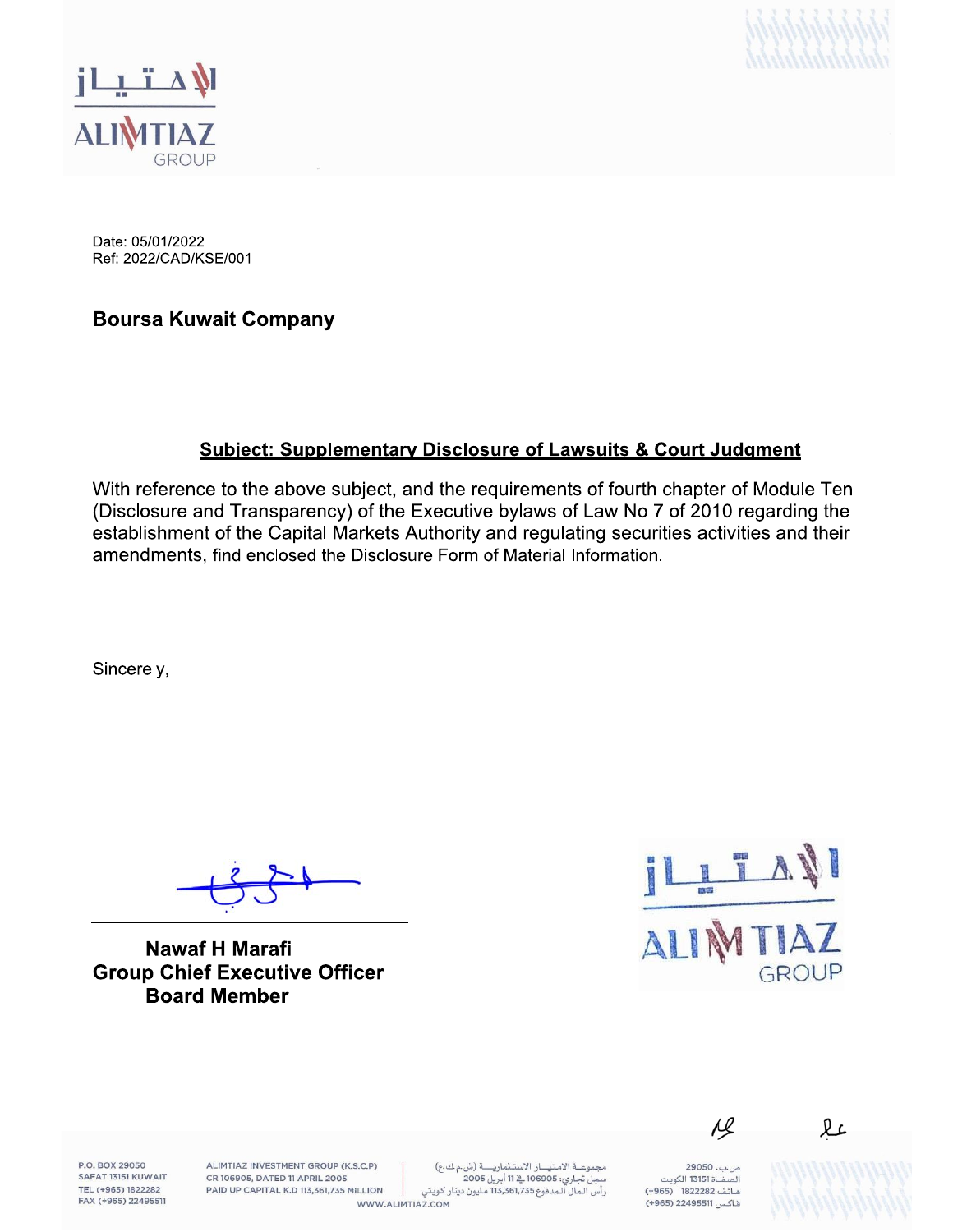Date: 05/01/2022
Ref: 2022/CAD/KSE/001

**Boursa Kuwait Company**

**Subject: Supplementary Disclosure of Lawsuits & Court Judgment**

With reference to the above subject, and the requirements of fourth chapter of Module Ten (Disclosure and Transparency) of the Executive bylaws of Law No 7 of 2010 regarding the establishment of the Capital Markets Authority and regulating securities activities and their amendments, find enclosed the Disclosure Form of Material Information.

Sincerely,

**Nawaf H Marafi**
**Group Chief Executive Officer**
**Board Member**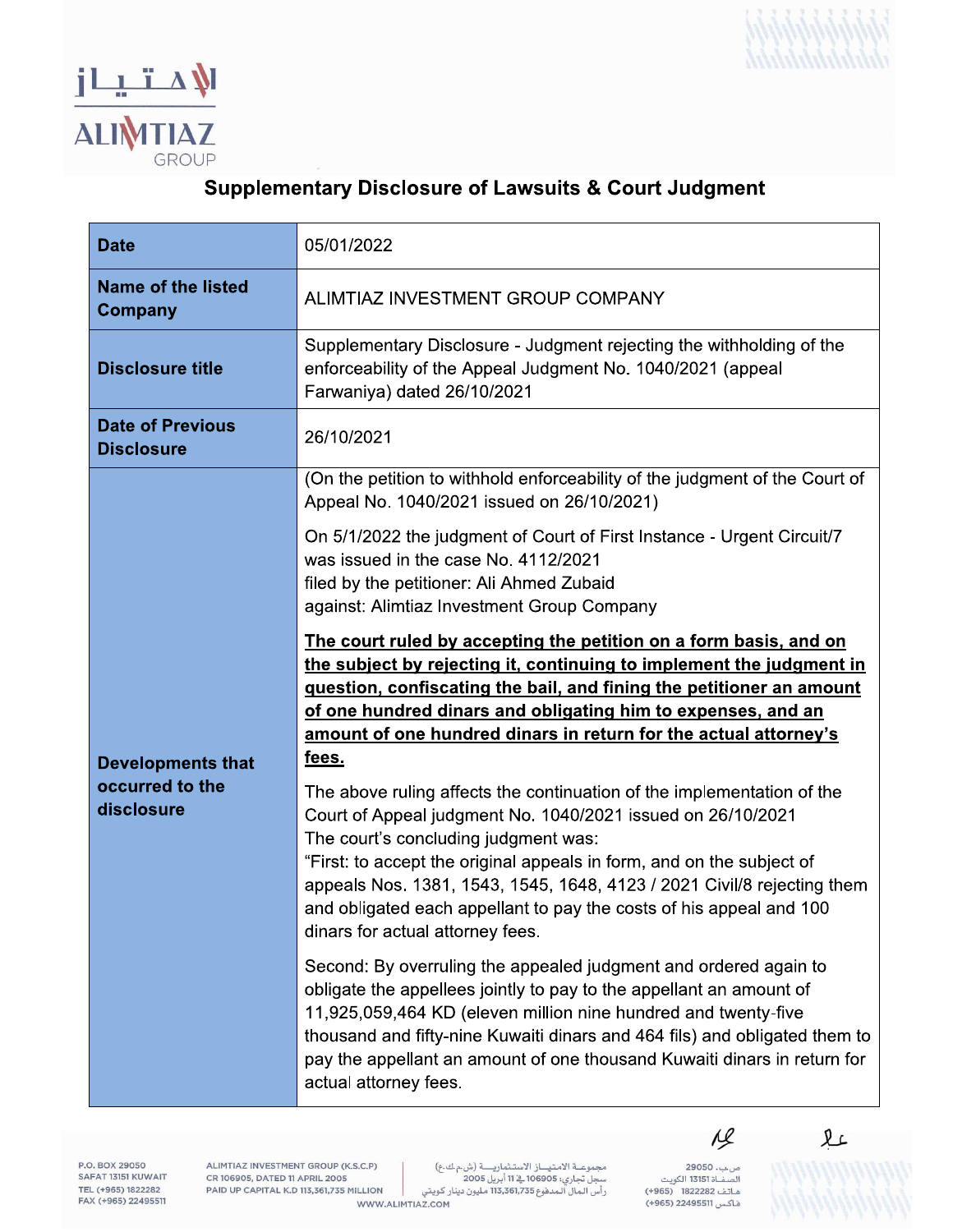## Supplementary Disclosure of Lawsuits & Court Judgment

| **Date** | 05/01/2022 |
|---|---|
| **Name of the listed Company** | ALIMTIAZ INVESTMENT GROUP COMPANY |
| **Disclosure title** | Supplementary Disclosure - Judgment rejecting the withholding of the enforceability of the Appeal Judgment No. 1040/2021 (appeal Farwaniya) dated 26/10/2021 |
| **Date of Previous Disclosure** | 26/10/2021 |
| **Developments that occurred to the disclosure** | (On the petition to withhold enforceability of the judgment of the Court of Appeal No. 1040/2021 issued on 26/10/2021)<br><br>On 5/1/2022 the judgment of Court of First Instance - Urgent Circuit/7 was issued in the case No. 4112/2021<br>filed by the petitioner: Ali Ahmed Zubaid<br>against: Alimtiaz Investment Group Company<br><br>**The court ruled by accepting the petition on a form basis, and on the subject by rejecting it, continuing to implement the judgment in question, confiscating the bail, and fining the petitioner an amount of one hundred dinars and obligating him to expenses, and an amount of one hundred dinars in return for the actual attorney's fees.**<br><br>The above ruling affects the continuation of the implementation of the Court of Appeal judgment No. 1040/2021 issued on 26/10/2021<br>The court's concluding judgment was:<br>"First: to accept the original appeals in form, and on the subject of appeals Nos. 1381, 1543, 1545, 1648, 4123 / 2021 Civil/8 rejecting them and obligated each appellant to pay the costs of his appeal and 100 dinars for actual attorney fees.<br><br>Second: By overruling the appealed judgment and ordered again to obligate the appellees jointly to pay to the appellant an amount of 11,925,059,464 KD (eleven million nine hundred and twenty-five thousand and fifty-nine Kuwaiti dinars and 464 fils) and obligated them to pay the appellant an amount of one thousand Kuwaiti dinars in return for actual attorney fees. |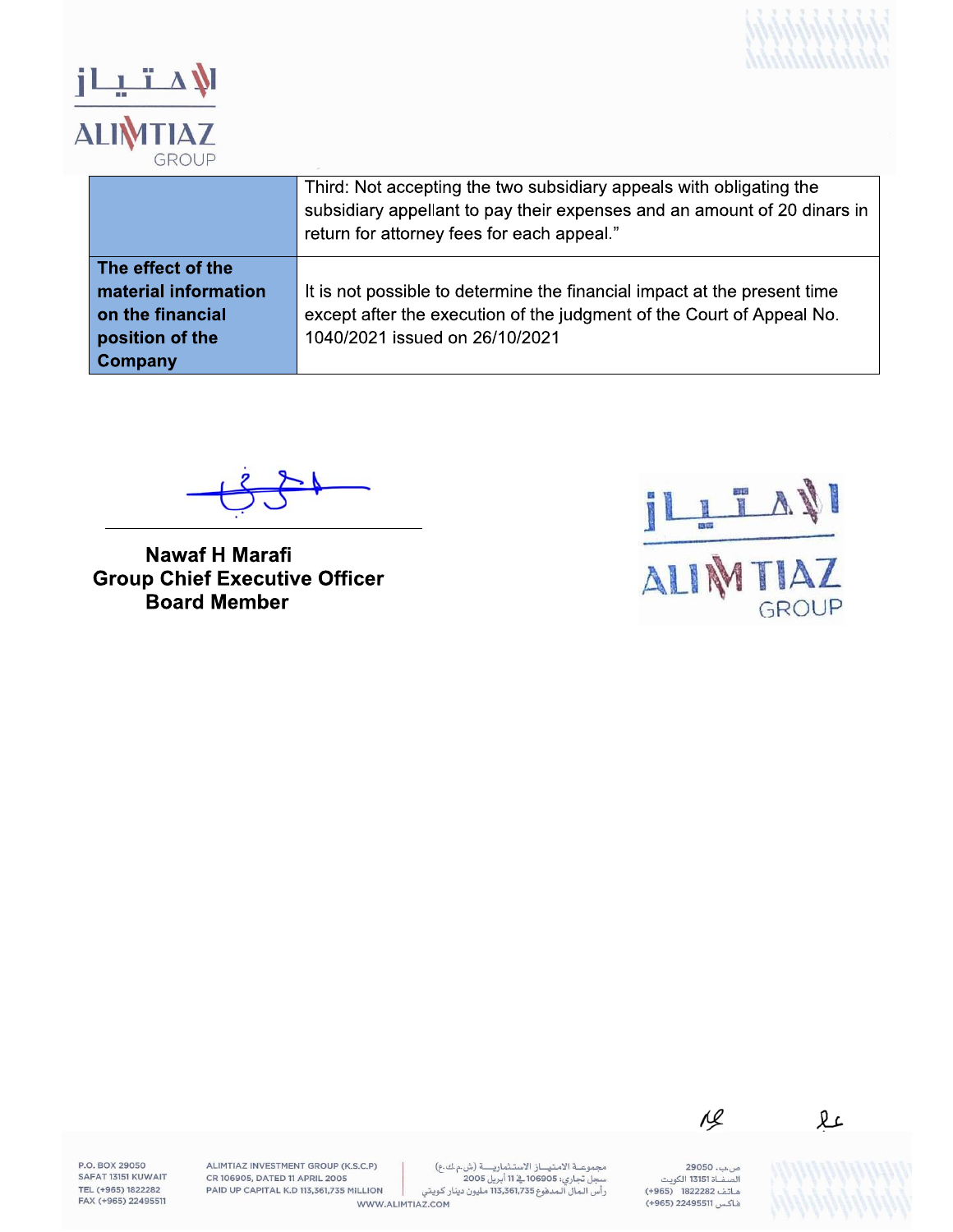| | |
|---|---|
| | Third: Not accepting the two subsidiary appeals with obligating the subsidiary appellant to pay their expenses and an amount of 20 dinars in return for attorney fees for each appeal.” |
| **The effect of the material information on the financial position of the Company** | It is not possible to determine the financial impact at the present time except after the execution of the judgment of the Court of Appeal No. 1040/2021 issued on 26/10/2021 |

**Nawaf H Marafi**
**Group Chief Executive Officer**
**Board Member**